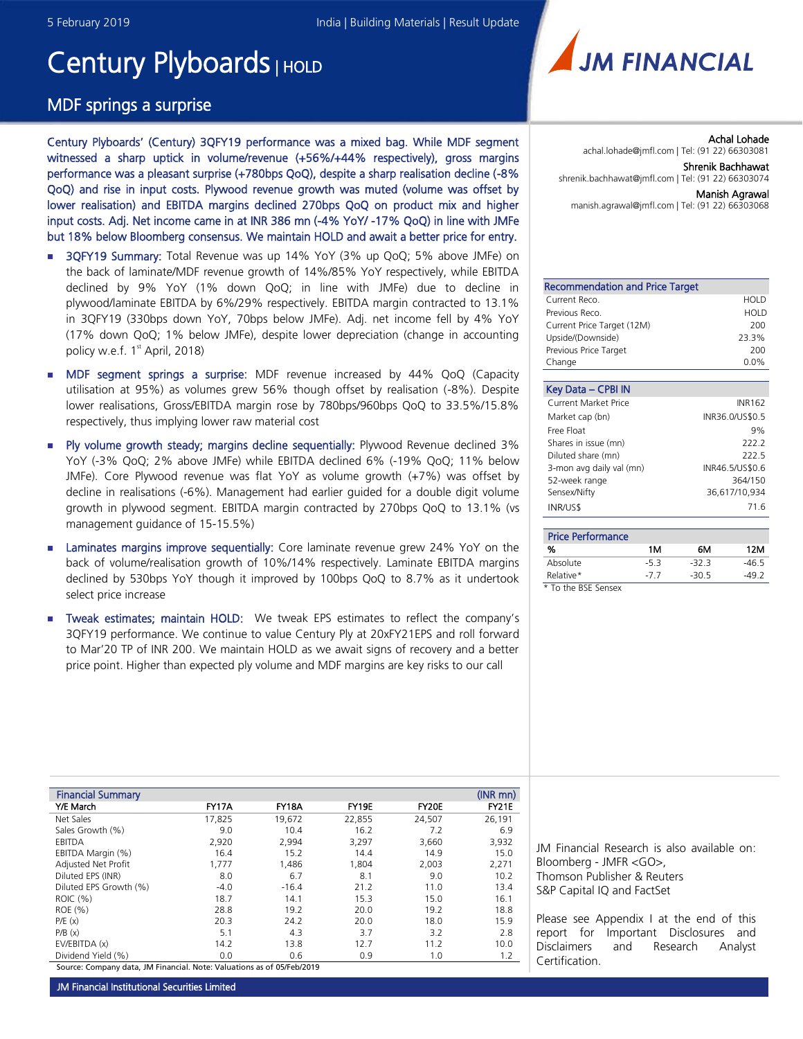5 February 2019 India | Building Materials | Result Update

# Century Plyboards | HOLD

## MDF springs a surprise

**Century Plyboards' (Century) 3QFY19 performance was a mixed bag. While MDF segment witnessed a sharp uptick in volume/revenue (+56%/+44% respectively), gross margins performance was a pleasant surprise (+780bps QoQ), despite a sharp realisation decline (-8% QoQ) and rise in input costs. Plywood revenue growth was muted (volume was offset by lower realisation) and EBITDA margins declined 270bps QoQ on product mix and higher input costs. Adj. Net income came in at INR 386 mn (-4% YoY/ -17% QoQ) in line with JMFe but 18% below Bloomberg consensus. We maintain HOLD and await a better price for entry.**

- **3QFY19 Summary:** Total Revenue was up 14% YoY (3% up QoQ; 5% above JMFe) on the back of laminate/MDF revenue growth of 14%/85% YoY respectively, while EBITDA declined by 9% YoY (1% down QoQ; in line with JMFe) due to decline in plywood/laminate EBITDA by 6%/29% respectively. EBITDA margin contracted to 13.1% in 3QFY19 (330bps down YoY, 70bps below JMFe). Adj. net income fell by 4% YoY (17% down QoQ; 1% below JMFe), despite lower depreciation (change in accounting policy w.e.f. 1st April, 2018)
- **MDF segment springs a surprise:** MDF revenue increased by 44% QoQ (Capacity utilisation at 95%) as volumes grew 56% though offset by realisation (-8%). Despite lower realisations, Gross/EBITDA margin rose by 780bps/960bps QoQ to 33.5%/15.8% respectively, thus implying lower raw material cost
- **Ply volume growth steady; margins decline sequentially:** Plywood Revenue declined 3% YoY (-3% QoQ; 2% above JMFe) while EBITDA declined 6% (-19% QoQ; 11% below JMFe). Core Plywood revenue was flat YoY as volume growth (+7%) was offset by decline in realisations (-6%). Management had earlier guided for a double digit volume growth in plywood segment. EBITDA margin contracted by 270bps QoQ to 13.1% (vs management guidance of 15-15.5%)
- **Laminates margins improve sequentially:** Core laminate revenue grew 24% YoY on the back of volume/realisation growth of 10%/14% respectively. Laminate EBITDA margins declined by 530bps YoY though it improved by 100bps QoQ to 8.7% as it undertook select price increase
- **Tweak estimates; maintain HOLD:** We tweak EPS estimates to reflect the company's 3QFY19 performance. We continue to value Century Ply at 20xFY21EPS and roll forward to Mar'20 TP of INR 200. We maintain HOLD as we await signs of recovery and a better price point. Higher than expected ply volume and MDF margins are key risks to our call

Achal Lohade
achal.lohade@jmfl.com | Tel: (91 22) 66303081

Shrenik Bachhawat
shrenik.bachhawat@jmfl.com | Tel: (91 22) 66303074

Manish Agrawal
manish.agrawal@jmfl.com | Tel: (91 22) 66303068

| Recommendation and Price Target | |
|---|---|
| Current Reco. | HOLD |
| Previous Reco. | HOLD |
| Current Price Target (12M) | 200 |
| Upside/(Downside) | 23.3% |
| Previous Price Target | 200 |
| Change | 0.0% |

| Key Data – CPBI IN | |
|---|---|
| Current Market Price | INR162 |
| Market cap (bn) | INR36.0/US$0.5 |
| Free Float | 9% |
| Shares in issue (mn) | 222.2 |
| Diluted share (mn) | 222.5 |
| 3-mon avg daily val (mn) | INR46.5/US$0.6 |
| 52-week range | 364/150 |
| Sensex/Nifty | 36,617/10,934 |
| INR/US$ | 71.6 |

| Price Performance | | | |
|---|---|---|---|
| % | 1M | 6M | 12M |
| Absolute | -5.3 | -32.3 | -46.5 |
| Relative* | -7.7 | -30.5 | -49.2 |

\* To the BSE Sensex

| Financial Summary | | | | | (INR mn) |
|---|---|---|---|---|---|
| Y/E March | FY17A | FY18A | FY19E | FY20E | FY21E |
| Net Sales | 17,825 | 19,672 | 22,855 | 24,507 | 26,191 |
| Sales Growth (%) | 9.0 | 10.4 | 16.2 | 7.2 | 6.9 |
| EBITDA | 2,920 | 2,994 | 3,297 | 3,660 | 3,932 |
| EBITDA Margin (%) | 16.4 | 15.2 | 14.4 | 14.9 | 15.0 |
| Adjusted Net Profit | 1,777 | 1,486 | 1,804 | 2,003 | 2,271 |
| Diluted EPS (INR) | 8.0 | 6.7 | 8.1 | 9.0 | 10.2 |
| Diluted EPS Growth (%) | -4.0 | -16.4 | 21.2 | 11.0 | 13.4 |
| ROIC (%) | 18.7 | 14.1 | 15.3 | 15.0 | 16.1 |
| ROE (%) | 28.8 | 19.2 | 20.0 | 19.2 | 18.8 |
| P/E (x) | 20.3 | 24.2 | 20.0 | 18.0 | 15.9 |
| P/B (x) | 5.1 | 4.3 | 3.7 | 3.2 | 2.8 |
| EV/EBITDA (x) | 14.2 | 13.8 | 12.7 | 11.2 | 10.0 |
| Dividend Yield (%) | 0.0 | 0.6 | 0.9 | 1.0 | 1.2 |

Source: Company data, JM Financial. Note: Valuations as of 05/Feb/2019

JM Financial Research is also available on: Bloomberg - JMFR <GO>, Thomson Publisher & Reuters S&P Capital IQ and FactSet

Please see Appendix I at the end of this report for Important Disclosures and Disclaimers and Research Analyst Certification.

JM Financial Institutional Securities Limited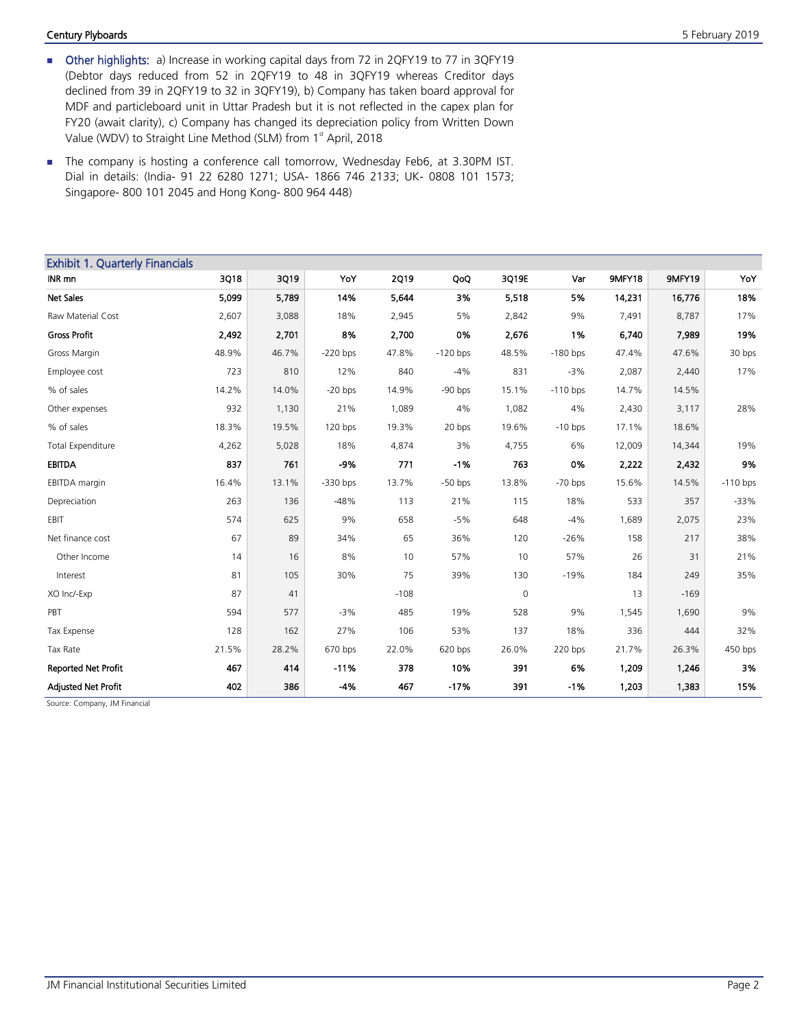- **Other highlights:** a) Increase in working capital days from 72 in 2QFY19 to 77 in 3QFY19 (Debtor days reduced from 52 in 2QFY19 to 48 in 3QFY19 whereas Creditor days declined from 39 in 2QFY19 to 32 in 3QFY19), b) Company has taken board approval for MDF and particleboard unit in Uttar Pradesh but it is not reflected in the capex plan for FY20 (await clarity), c) Company has changed its depreciation policy from Written Down Value (WDV) to Straight Line Method (SLM) from 1st April, 2018

- The company is hosting a conference call tomorrow, Wednesday Feb6, at 3.30PM IST. Dial in details: (India- 91 22 6280 1271; USA- 1866 746 2133; UK- 0808 101 1573; Singapore- 800 101 2045 and Hong Kong- 800 964 448)

**Exhibit 1. Quarterly Financials**

| INR mn | 3Q18 | 3Q19 | YoY | 2Q19 | QoQ | 3Q19E | Var | 9MFY18 | 9MFY19 | YoY |
|---|---|---|---|---|---|---|---|---|---|---|
| **Net Sales** | **5,099** | **5,789** | **14%** | **5,644** | **3%** | **5,518** | **5%** | **14,231** | **16,776** | **18%** |
| Raw Material Cost | 2,607 | 3,088 | 18% | 2,945 | 5% | 2,842 | 9% | 7,491 | 8,787 | 17% |
| **Gross Profit** | **2,492** | **2,701** | **8%** | **2,700** | **0%** | **2,676** | **1%** | **6,740** | **7,989** | **19%** |
| Gross Margin | 48.9% | 46.7% | -220 bps | 47.8% | -120 bps | 48.5% | -180 bps | 47.4% | 47.6% | 30 bps |
| Employee cost | 723 | 810 | 12% | 840 | -4% | 831 | -3% | 2,087 | 2,440 | 17% |
| % of sales | 14.2% | 14.0% | -20 bps | 14.9% | -90 bps | 15.1% | -110 bps | 14.7% | 14.5% | |
| Other expenses | 932 | 1,130 | 21% | 1,089 | 4% | 1,082 | 4% | 2,430 | 3,117 | 28% |
| % of sales | 18.3% | 19.5% | 120 bps | 19.3% | 20 bps | 19.6% | -10 bps | 17.1% | 18.6% | |
| Total Expenditure | 4,262 | 5,028 | 18% | 4,874 | 3% | 4,755 | 6% | 12,009 | 14,344 | 19% |
| **EBITDA** | **837** | **761** | **-9%** | **771** | **-1%** | **763** | **0%** | **2,222** | **2,432** | **9%** |
| EBITDA margin | 16.4% | 13.1% | -330 bps | 13.7% | -50 bps | 13.8% | -70 bps | 15.6% | 14.5% | -110 bps |
| Depreciation | 263 | 136 | -48% | 113 | 21% | 115 | 18% | 533 | 357 | -33% |
| EBIT | 574 | 625 | 9% | 658 | -5% | 648 | -4% | 1,689 | 2,075 | 23% |
| Net finance cost | 67 | 89 | 34% | 65 | 36% | 120 | -26% | 158 | 217 | 38% |
| Other Income | 14 | 16 | 8% | 10 | 57% | 10 | 57% | 26 | 31 | 21% |
| Interest | 81 | 105 | 30% | 75 | 39% | 130 | -19% | 184 | 249 | 35% |
| XO Inc/-Exp | 87 | 41 | | -108 | | 0 | | 13 | -169 | |
| PBT | 594 | 577 | -3% | 485 | 19% | 528 | 9% | 1,545 | 1,690 | 9% |
| Tax Expense | 128 | 162 | 27% | 106 | 53% | 137 | 18% | 336 | 444 | 32% |
| Tax Rate | 21.5% | 28.2% | 670 bps | 22.0% | 620 bps | 26.0% | 220 bps | 21.7% | 26.3% | 450 bps |
| **Reported Net Profit** | **467** | **414** | **-11%** | **378** | **10%** | **391** | **6%** | **1,209** | **1,246** | **3%** |
| **Adjusted Net Profit** | **402** | **386** | **-4%** | **467** | **-17%** | **391** | **-1%** | **1,203** | **1,383** | **15%** |

Source: Company, JM Financial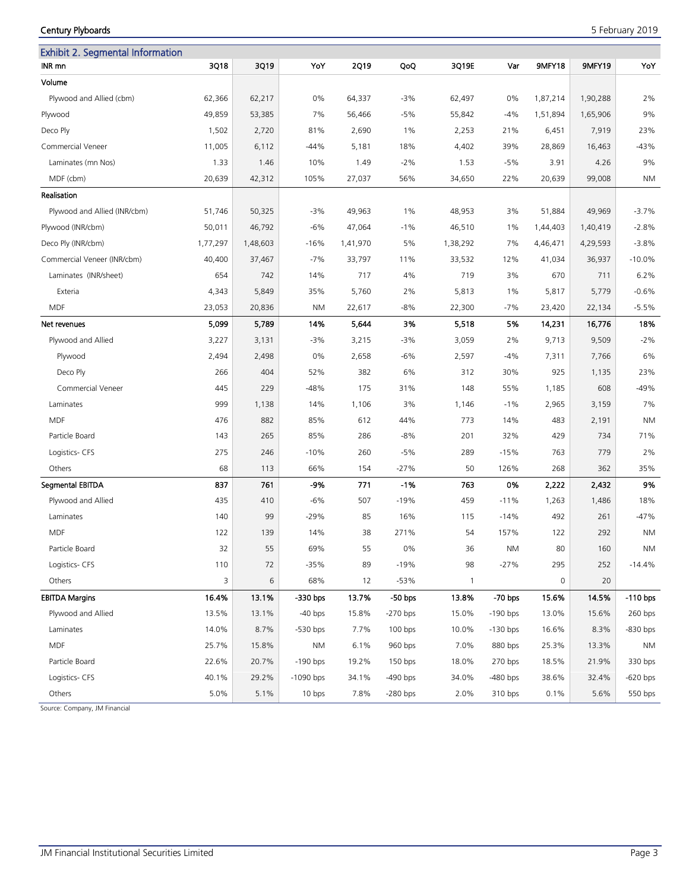## Exhibit 2. Segmental Information

| INR mn | 3Q18 | 3Q19 | YoY | 2Q19 | QoQ | 3Q19E | Var | 9MFY18 | 9MFY19 | YoY |
|---|---|---|---|---|---|---|---|---|---|---|
| **Volume** | | | | | | | | | | |
| Plywood and Allied (cbm) | 62,366 | 62,217 | 0% | 64,337 | -3% | 62,497 | 0% | 1,87,214 | 1,90,288 | 2% |
| Plywood | 49,859 | 53,385 | 7% | 56,466 | -5% | 55,842 | -4% | 1,51,894 | 1,65,906 | 9% |
| Deco Ply | 1,502 | 2,720 | 81% | 2,690 | 1% | 2,253 | 21% | 6,451 | 7,919 | 23% |
| Commercial Veneer | 11,005 | 6,112 | -44% | 5,181 | 18% | 4,402 | 39% | 28,869 | 16,463 | -43% |
| Laminates (mn Nos) | 1.33 | 1.46 | 10% | 1.49 | -2% | 1.53 | -5% | 3.91 | 4.26 | 9% |
| MDF (cbm) | 20,639 | 42,312 | 105% | 27,037 | 56% | 34,650 | 22% | 20,639 | 99,008 | NM |
| **Realisation** | | | | | | | | | | |
| Plywood and Allied (INR/cbm) | 51,746 | 50,325 | -3% | 49,963 | 1% | 48,953 | 3% | 51,884 | 49,969 | -3.7% |
| Plywood (INR/cbm) | 50,011 | 46,792 | -6% | 47,064 | -1% | 46,510 | 1% | 1,44,403 | 1,40,419 | -2.8% |
| Deco Ply (INR/cbm) | 1,77,297 | 1,48,603 | -16% | 1,41,970 | 5% | 1,38,292 | 7% | 4,46,471 | 4,29,593 | -3.8% |
| Commercial Veneer (INR/cbm) | 40,400 | 37,467 | -7% | 33,797 | 11% | 33,532 | 12% | 41,034 | 36,937 | -10.0% |
| Laminates (INR/sheet) | 654 | 742 | 14% | 717 | 4% | 719 | 3% | 670 | 711 | 6.2% |
| Exteria | 4,343 | 5,849 | 35% | 5,760 | 2% | 5,813 | 1% | 5,817 | 5,779 | -0.6% |
| MDF | 23,053 | 20,836 | NM | 22,617 | -8% | 22,300 | -7% | 23,420 | 22,134 | -5.5% |
| **Net revenues** | **5,099** | **5,789** | **14%** | **5,644** | **3%** | **5,518** | **5%** | **14,231** | **16,776** | **18%** |
| Plywood and Allied | 3,227 | 3,131 | -3% | 3,215 | -3% | 3,059 | 2% | 9,713 | 9,509 | -2% |
| Plywood | 2,494 | 2,498 | 0% | 2,658 | -6% | 2,597 | -4% | 7,311 | 7,766 | 6% |
| Deco Ply | 266 | 404 | 52% | 382 | 6% | 312 | 30% | 925 | 1,135 | 23% |
| Commercial Veneer | 445 | 229 | -48% | 175 | 31% | 148 | 55% | 1,185 | 608 | -49% |
| Laminates | 999 | 1,138 | 14% | 1,106 | 3% | 1,146 | -1% | 2,965 | 3,159 | 7% |
| MDF | 476 | 882 | 85% | 612 | 44% | 773 | 14% | 483 | 2,191 | NM |
| Particle Board | 143 | 265 | 85% | 286 | -8% | 201 | 32% | 429 | 734 | 71% |
| Logistics- CFS | 275 | 246 | -10% | 260 | -5% | 289 | -15% | 763 | 779 | 2% |
| Others | 68 | 113 | 66% | 154 | -27% | 50 | 126% | 268 | 362 | 35% |
| **Segmental EBITDA** | **837** | **761** | **-9%** | **771** | **-1%** | **763** | **0%** | **2,222** | **2,432** | **9%** |
| Plywood and Allied | 435 | 410 | -6% | 507 | -19% | 459 | -11% | 1,263 | 1,486 | 18% |
| Laminates | 140 | 99 | -29% | 85 | 16% | 115 | -14% | 492 | 261 | -47% |
| MDF | 122 | 139 | 14% | 38 | 271% | 54 | 157% | 122 | 292 | NM |
| Particle Board | 32 | 55 | 69% | 55 | 0% | 36 | NM | 80 | 160 | NM |
| Logistics- CFS | 110 | 72 | -35% | 89 | -19% | 98 | -27% | 295 | 252 | -14.4% |
| Others | 3 | 6 | 68% | 12 | -53% | 1 | | 0 | 20 | |
| **EBITDA Margins** | **16.4%** | **13.1%** | **-330 bps** | **13.7%** | **-50 bps** | **13.8%** | **-70 bps** | **15.6%** | **14.5%** | **-110 bps** |
| Plywood and Allied | 13.5% | 13.1% | -40 bps | 15.8% | -270 bps | 15.0% | -190 bps | 13.0% | 15.6% | 260 bps |
| Laminates | 14.0% | 8.7% | -530 bps | 7.7% | 100 bps | 10.0% | -130 bps | 16.6% | 8.3% | -830 bps |
| MDF | 25.7% | 15.8% | NM | 6.1% | 960 bps | 7.0% | 880 bps | 25.3% | 13.3% | NM |
| Particle Board | 22.6% | 20.7% | -190 bps | 19.2% | 150 bps | 18.0% | 270 bps | 18.5% | 21.9% | 330 bps |
| Logistics- CFS | 40.1% | 29.2% | -1090 bps | 34.1% | -490 bps | 34.0% | -480 bps | 38.6% | 32.4% | -620 bps |
| Others | 5.0% | 5.1% | 10 bps | 7.8% | -280 bps | 2.0% | 310 bps | 0.1% | 5.6% | 550 bps |

Source: Company, JM Financial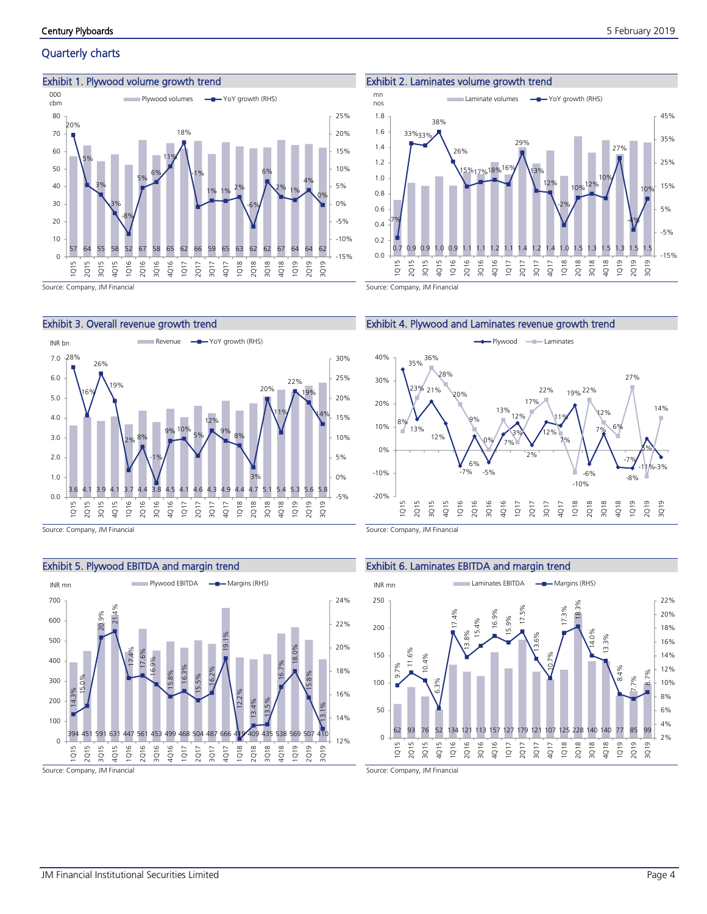## Quarterly charts

### Exhibit 1. Plywood volume growth trend

| Quarter | Plywood volumes (000 cbm) | YoY growth (RHS) |
|---|---|---|
| 1Q15 | 57 | 20% |
| 2Q15 | 64 | 5% |
| 3Q15 | 55 | 3% |
| 4Q15 | 58 | -3% |
| 1Q16 | 52 | -8% |
| 2Q16 | 67 | 5% |
| 3Q16 | 58 | 6% |
| 4Q16 | 65 | 11% |
| 1Q17 | 62 | 18% |
| 2Q17 | 66 | -1% |
| 3Q17 | 59 | 1% |
| 4Q17 | 65 | 1% |
| 1Q18 | 63 | 2% |
| 2Q18 | 62 | -6% |
| 3Q18 | 62 | 6% |
| 4Q18 | 67 | 2% |
| 1Q19 | 64 | 1% |
| 2Q19 | 64 | 4% |
| 3Q19 | 62 | 0% |

Source: Company, JM Financial

### Exhibit 2. Laminates volume growth trend

| Quarter | Laminate volumes (mn nos) | YoY growth (RHS) |
|---|---|---|
| 1Q15 | 0.7 | -7% |
| 2Q15 | 0.9 | 33% |
| 3Q15 | 0.9 | 33% |
| 4Q15 | 1.0 | 38% |
| 1Q16 | 0.9 | 26% |
| 2Q16 | 1.1 | 15% |
| 3Q16 | 1.1 | 17% |
| 4Q16 | 1.2 | 18% |
| 1Q17 | 1.1 | 16% |
| 2Q17 | 1.4 | 29% |
| 3Q17 | 1.2 | 13% |
| 4Q17 | 1.4 | 12% |
| 1Q18 | 1.0 | -2% |
| 2Q18 | 1.5 | 10% |
| 3Q18 | 1.3 | 12% |
| 4Q18 | 1.5 | 10% |
| 1Q19 | 1.3 | 27% |
| 2Q19 | 1.5 | -4% |
| 3Q19 | 1.5 | 10% |

Source: Company, JM Financial

### Exhibit 3. Overall revenue growth trend

| Quarter | Revenue (INR bn) | YoY growth (RHS) |
|---|---|---|
| 1Q15 | 3.6 | 28% |
| 2Q15 | 4.1 | 16% |
| 3Q15 | 3.9 | 26% |
| 4Q15 | 4.1 | 19% |
| 1Q16 | 3.7 | 2% |
| 2Q16 | 4.4 | 8% |
| 3Q16 | 3.8 | -1% |
| 4Q16 | 4.5 | 9% |
| 1Q17 | 4.1 | 10% |
| 2Q17 | 4.6 | 5% |
| 3Q17 | 4.3 | 12% |
| 4Q17 | 4.9 | 9% |
| 1Q18 | 4.4 | 8% |
| 2Q18 | 4.7 | 3% |
| 3Q18 | 5.1 | 20% |
| 4Q18 | 5.4 | 11% |
| 1Q19 | 5.3 | 22% |
| 2Q19 | 5.6 | 19% |
| 3Q19 | 5.8 | 14% |

Source: Company, JM Financial

### Exhibit 4. Plywood and Laminates revenue growth trend

| Quarter | Plywood | Laminates |
|---|---|---|
| 1Q15 | 35% | 8% |
| 2Q15 | 13% | 23% |
| 3Q15 | 21% | 36% |
| 4Q15 | 12% | 28% |
| 1Q16 | -7% | 20% |
| 2Q16 | 6% | 9% |
| 3Q16 | -5% | 0% |
| 4Q16 | 7% | 13% |
| 1Q17 | 12% | 3% |
| 2Q17 | 2% | 17% |
| 3Q17 | 12% | 22% |
| 4Q17 | 11% | 7% |
| 1Q18 | 19% | -10% |
| 2Q18 | -6% | 22% |
| 3Q18 | 7% | 12% |
| 4Q18 | -7% | 6% |
| 1Q19 | -8% | 27% |
| 2Q19 | 5% | -11% |
| 3Q19 | -3% | 14% |

Source: Company, JM Financial

### Exhibit 5. Plywood EBITDA and margin trend

| Quarter | Plywood EBITDA (INR mn) | Margins (RHS) |
|---|---|---|
| 1Q15 | 394 | 14.3% |
| 2Q15 | 451 | 15.0% |
| 3Q15 | 591 | 20.9% |
| 4Q15 | 631 | 21.4% |
| 1Q16 | 447 | 17.4% |
| 2Q16 | 561 | 17.6% |
| 3Q16 | 453 | 16.9% |
| 4Q16 | 499 | 15.8% |
| 1Q17 | 468 | 16.3% |
| 2Q17 | 504 | 15.5% |
| 3Q17 | 487 | 16.2% |
| 4Q17 | 666 | 19.1% |
| 1Q18 | 419 | 12.2% |
| 2Q18 | 409 | 13.4% |
| 3Q18 | 435 | 13.5% |
| 4Q18 | 538 | 16.7% |
| 1Q19 | 569 | 18.0% |
| 2Q19 | 507 | 15.8% |
| 3Q19 | 410 | 13.1% |

Source: Company, JM Financial

### Exhibit 6. Laminates EBITDA and margin trend

| Quarter | Laminates EBITDA (INR mn) | Margins (RHS) |
|---|---|---|
| 1Q15 | 62 | 9.7% |
| 2Q15 | 93 | 11.6% |
| 3Q15 | 76 | 10.4% |
| 4Q15 | 52 | 6.3% |
| 1Q16 | 134 | 17.4% |
| 2Q16 | 121 | 13.8% |
| 3Q16 | 113 | 15.4% |
| 4Q16 | 157 | 16.9% |
| 1Q17 | 127 | 15.9% |
| 2Q17 | 179 | 17.5% |
| 3Q17 | 121 | 13.6% |
| 4Q17 | 107 | 10.7% |
| 1Q18 | 125 | 17.3% |
| 2Q18 | 228 | 18.3% |
| 3Q18 | 140 | 14.0% |
| 4Q18 | 140 | 13.3% |
| 1Q19 | 77 | 8.4% |
| 2Q19 | 85 | 7.7% |
| 3Q19 | 99 | 8.7% |

Source: Company, JM Financial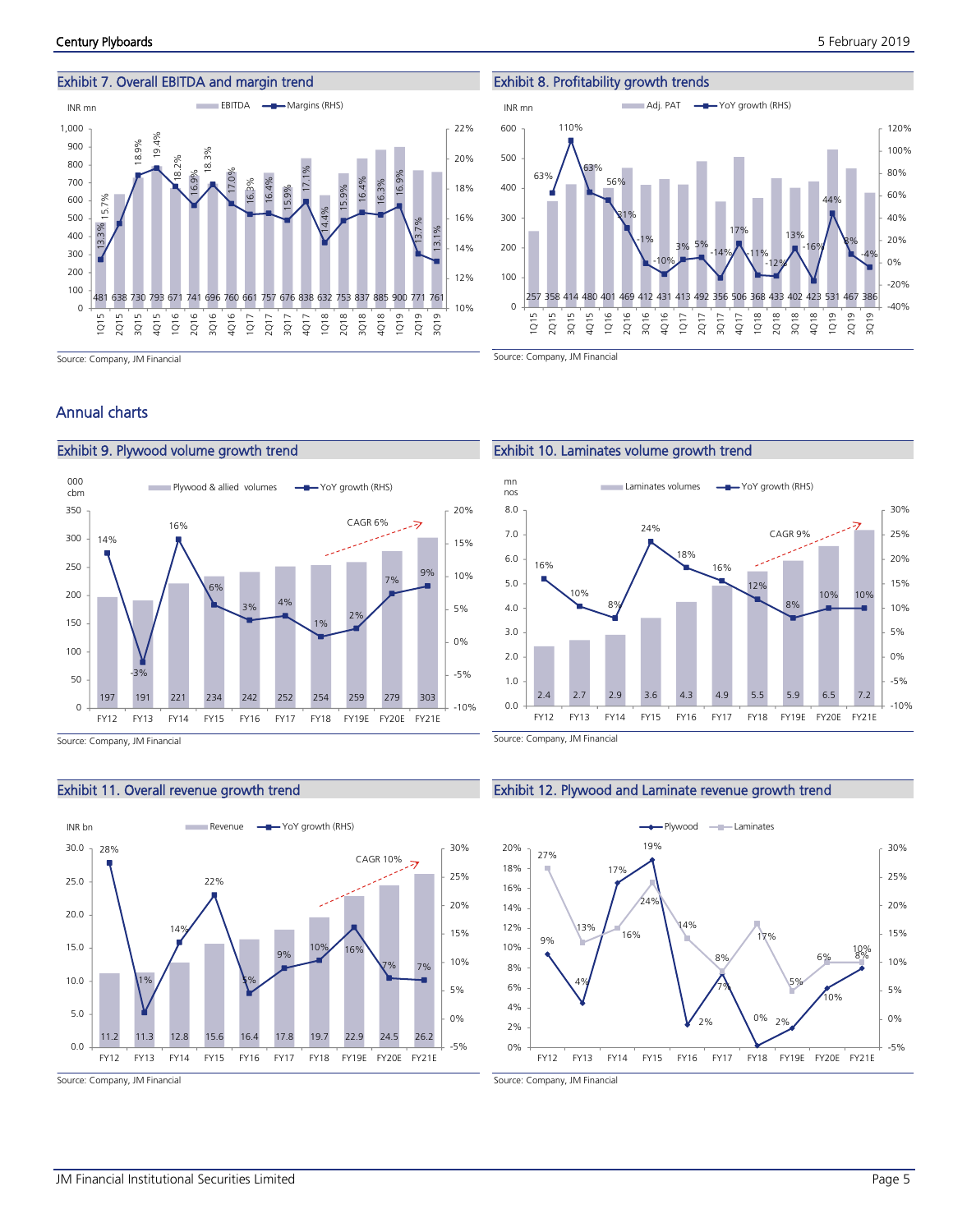## Exhibit 7. Overall EBITDA and margin trend

INR mn

| Quarter | EBITDA | Margins (RHS) |
|---|---|---|
| 1Q15 | 481 | 13.3% |
| 2Q15 | 638 | 15.7% |
| 3Q15 | 730 | 18.9% |
| 4Q15 | 793 | 19.4% |
| 1Q16 | 671 | 18.2% |
| 2Q16 | 741 | 16.9% |
| 3Q16 | 696 | 18.3% |
| 4Q16 | 760 | 17.0% |
| 1Q17 | 661 | 16.3% |
| 2Q17 | 757 | 16.4% |
| 3Q17 | 676 | 15.9% |
| 4Q17 | 838 | 17.1% |
| 1Q18 | 632 | 14.4% |
| 2Q18 | 753 | 15.9% |
| 3Q18 | 837 | 16.4% |
| 4Q18 | 885 | 16.3% |
| 1Q19 | 900 | 16.9% |
| 2Q19 | 771 | 13.7% |
| 3Q19 | 761 | 13.1% |

Source: Company, JM Financial

## Exhibit 8. Profitability growth trends

INR mn

| Quarter | Adj. PAT | YoY growth (RHS) |
|---|---|---|
| 1Q15 | 257 | |
| 2Q15 | 358 | 63% |
| 3Q15 | 414 | 110% |
| 4Q15 | 480 | 63% |
| 1Q16 | 401 | 56% |
| 2Q16 | 469 | 31% |
| 3Q16 | 412 | -1% |
| 4Q16 | 431 | -10% |
| 1Q17 | 413 | 3% |
| 2Q17 | 492 | 5% |
| 3Q17 | 356 | -14% |
| 4Q17 | 506 | 17% |
| 1Q18 | 368 | -11% |
| 2Q18 | 433 | -12% |
| 3Q18 | 402 | 13% |
| 4Q18 | 423 | -16% |
| 1Q19 | 531 | 44% |
| 2Q19 | 467 | 8% |
| 3Q19 | 386 | -4% |

Source: Company, JM Financial

## Annual charts

## Exhibit 9. Plywood volume growth trend

000 cbm — CAGR 6%

| Year | Plywood & allied volumes | YoY growth (RHS) |
|---|---|---|
| FY12 | 197 | 14% |
| FY13 | 191 | -3% |
| FY14 | 221 | 16% |
| FY15 | 234 | 6% |
| FY16 | 242 | 3% |
| FY17 | 252 | 4% |
| FY18 | 254 | 1% |
| FY19E | 259 | 2% |
| FY20E | 279 | 7% |
| FY21E | 303 | 9% |

Source: Company, JM Financial

## Exhibit 10. Laminates volume growth trend

mn nos — CAGR 9%

| Year | Laminates volumes | YoY growth (RHS) |
|---|---|---|
| FY12 | 2.4 | 16% |
| FY13 | 2.7 | 10% |
| FY14 | 2.9 | 8% |
| FY15 | 3.6 | 24% |
| FY16 | 4.3 | 18% |
| FY17 | 4.9 | 16% |
| FY18 | 5.5 | 12% |
| FY19E | 5.9 | 8% |
| FY20E | 6.5 | 10% |
| FY21E | 7.2 | 10% |

Source: Company, JM Financial

## Exhibit 11. Overall revenue growth trend

INR bn — CAGR 10%

| Year | Revenue | YoY growth (RHS) |
|---|---|---|
| FY12 | 11.2 | 28% |
| FY13 | 11.3 | 1% |
| FY14 | 12.8 | 14% |
| FY15 | 15.6 | 22% |
| FY16 | 16.4 | 5% |
| FY17 | 17.8 | 9% |
| FY18 | 19.7 | 10% |
| FY19E | 22.9 | 16% |
| FY20E | 24.5 | 7% |
| FY21E | 26.2 | 7% |

Source: Company, JM Financial

## Exhibit 12. Plywood and Laminate revenue growth trend

| Year | Plywood | Laminates |
|---|---|---|
| FY12 | 9% | 27% |
| FY13 | 4% | 13% |
| FY14 | 17% | 16% |
| FY15 | 19% | 24% |
| FY16 | 2% | 14% |
| FY17 | 7% | 8% |
| FY18 | 0% | 17% |
| FY19E | 2% | 5% |
| FY20E | 6% | 10% |
| FY21E | 8% | 10% |

Source: Company, JM Financial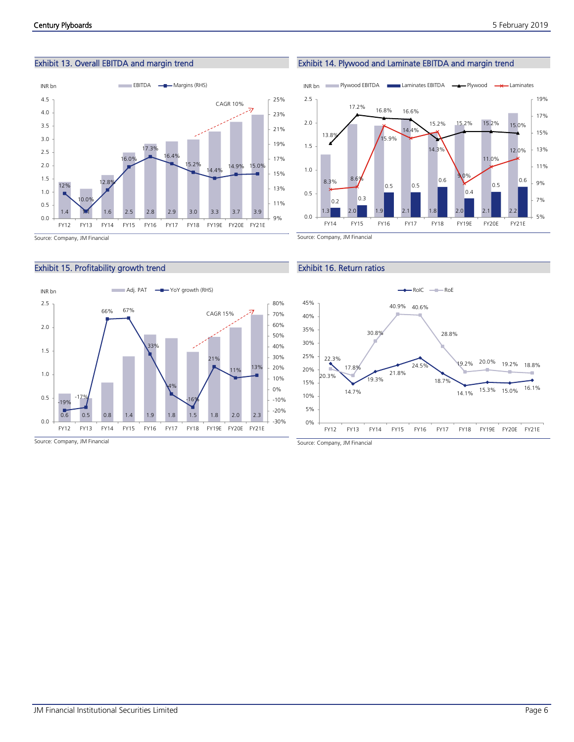### Exhibit 13. Overall EBITDA and margin trend

INR bn — EBITDA; Margins (RHS)

| | FY12 | FY13 | FY14 | FY15 | FY16 | FY17 | FY18 | FY19E | FY20E | FY21E |
|---|---|---|---|---|---|---|---|---|---|---|
| EBITDA (INR bn) | 1.4 | 1.1 | 1.6 | 2.5 | 2.8 | 2.9 | 3.0 | 3.3 | 3.7 | 3.9 |
| Margins (RHS) | 12% | 10.0% | 12.8% | 16.0% | 17.3% | 16.4% | 15.2% | 14.4% | 14.9% | 15.0% |

CAGR 10%

Source: Company, JM Financial

### Exhibit 14. Plywood and Laminate EBITDA and margin trend

INR bn — Plywood EBITDA; Laminates EBITDA; Plywood; Laminates

| | FY14 | FY15 | FY16 | FY17 | FY18 | FY19E | FY20E | FY21E |
|---|---|---|---|---|---|---|---|---|
| Plywood EBITDA (INR bn) | 1.3 | 2.0 | 1.9 | 2.1 | 1.8 | 2.0 | 2.1 | 2.2 |
| Laminates EBITDA (INR bn) | 0.2 | 0.3 | 0.5 | 0.5 | 0.6 | 0.4 | 0.5 | 0.6 |
| Plywood margin | 13.8% | 17.2% | 16.8% | 16.6% | 14.3% | 15.2% | 15.2% | 15.0% |
| Laminates margin | 8.3% | 8.6% | 15.9% | 14.4% | 15.2% | 9.0% | 11.0% | 12.0% |

Source: Company, JM Financial

### Exhibit 15. Profitability growth trend

INR bn — Adj. PAT; YoY growth (RHS)

| | FY12 | FY13 | FY14 | FY15 | FY16 | FY17 | FY18 | FY19E | FY20E | FY21E |
|---|---|---|---|---|---|---|---|---|---|---|
| Adj. PAT (INR bn) | 0.6 | 0.5 | 0.8 | 1.4 | 1.9 | 1.8 | 1.5 | 1.8 | 2.0 | 2.3 |
| YoY growth (RHS) | -19% | -17% | 66% | 67% | 33% | -4% | -16% | 21% | 11% | 13% |

CAGR 15%

Source: Company, JM Financial

### Exhibit 16. Return ratios

| | FY12 | FY13 | FY14 | FY15 | FY16 | FY17 | FY18 | FY19E | FY20E | FY21E |
|---|---|---|---|---|---|---|---|---|---|---|
| RoIC | 22.3% | 14.7% | 19.3% | 21.8% | 24.5% | 18.7% | 14.1% | 15.3% | 15.0% | 16.1% |
| RoE | 20.3% | 17.8% | 30.8% | 40.9% | 40.6% | 28.8% | 19.2% | 20.0% | 19.2% | 18.8% |

Source: Company, JM Financial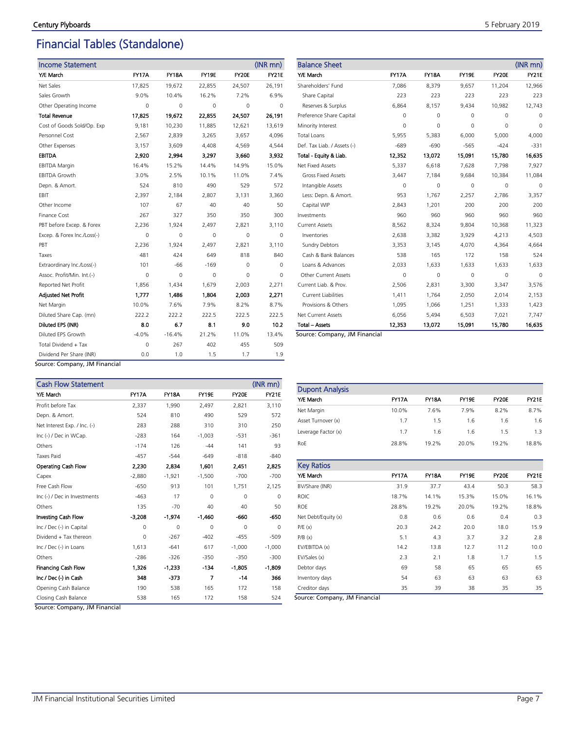# Financial Tables (Standalone)

| Income Statement | | | | | (INR mn) |
|---|---|---|---|---|---|
| Y/E March | FY17A | FY18A | FY19E | FY20E | FY21E |
| Net Sales | 17,825 | 19,672 | 22,855 | 24,507 | 26,191 |
| Sales Growth | 9.0% | 10.4% | 16.2% | 7.2% | 6.9% |
| Other Operating Income | 0 | 0 | 0 | 0 | 0 |
| **Total Revenue** | **17,825** | **19,672** | **22,855** | **24,507** | **26,191** |
| Cost of Goods Sold/Op. Exp | 9,181 | 10,230 | 11,885 | 12,621 | 13,619 |
| Personnel Cost | 2,567 | 2,839 | 3,265 | 3,657 | 4,096 |
| Other Expenses | 3,157 | 3,609 | 4,408 | 4,569 | 4,544 |
| **EBITDA** | **2,920** | **2,994** | **3,297** | **3,660** | **3,932** |
| EBITDA Margin | 16.4% | 15.2% | 14.4% | 14.9% | 15.0% |
| EBITDA Growth | 3.0% | 2.5% | 10.1% | 11.0% | 7.4% |
| Depn. & Amort. | 524 | 810 | 490 | 529 | 572 |
| EBIT | 2,397 | 2,184 | 2,807 | 3,131 | 3,360 |
| Other Income | 107 | 67 | 40 | 40 | 50 |
| Finance Cost | 267 | 327 | 350 | 350 | 300 |
| PBT before Excep. & Forex | 2,236 | 1,924 | 2,497 | 2,821 | 3,110 |
| Excep. & Forex Inc./Loss(-) | 0 | 0 | 0 | 0 | 0 |
| PBT | 2,236 | 1,924 | 2,497 | 2,821 | 3,110 |
| Taxes | 481 | 424 | 649 | 818 | 840 |
| Extraordinary Inc./Loss(-) | 101 | -66 | -169 | 0 | 0 |
| Assoc. Profit/Min. Int.(-) | 0 | 0 | 0 | 0 | 0 |
| Reported Net Profit | 1,856 | 1,434 | 1,679 | 2,003 | 2,271 |
| **Adjusted Net Profit** | **1,777** | **1,486** | **1,804** | **2,003** | **2,271** |
| Net Margin | 10.0% | 7.6% | 7.9% | 8.2% | 8.7% |
| Diluted Share Cap. (mn) | 222.2 | 222.2 | 222.5 | 222.5 | 222.5 |
| **Diluted EPS (INR)** | **8.0** | **6.7** | **8.1** | **9.0** | **10.2** |
| Diluted EPS Growth | -4.0% | -16.4% | 21.2% | 11.0% | 13.4% |
| Total Dividend + Tax | 0 | 267 | 402 | 455 | 509 |
| Dividend Per Share (INR) | 0.0 | 1.0 | 1.5 | 1.7 | 1.9 |

Source: Company, JM Financial

| Balance Sheet | | | | | (INR mn) |
|---|---|---|---|---|---|
| Y/E March | FY17A | FY18A | FY19E | FY20E | FY21E |
| Shareholders' Fund | 7,086 | 8,379 | 9,657 | 11,204 | 12,966 |
| Share Capital | 223 | 223 | 223 | 223 | 223 |
| Reserves & Surplus | 6,864 | 8,157 | 9,434 | 10,982 | 12,743 |
| Preference Share Capital | 0 | 0 | 0 | 0 | 0 |
| Minority Interest | 0 | 0 | 0 | 0 | 0 |
| Total Loans | 5,955 | 5,383 | 6,000 | 5,000 | 4,000 |
| Def. Tax Liab. / Assets (-) | -689 | -690 | -565 | -424 | -331 |
| **Total - Equity & Liab.** | **12,352** | **13,072** | **15,091** | **15,780** | **16,635** |
| Net Fixed Assets | 5,337 | 6,618 | 7,628 | 7,798 | 7,927 |
| Gross Fixed Assets | 3,447 | 7,184 | 9,684 | 10,384 | 11,084 |
| Intangible Assets | 0 | 0 | 0 | 0 | 0 |
| Less: Depn. & Amort. | 953 | 1,767 | 2,257 | 2,786 | 3,357 |
| Capital WIP | 2,843 | 1,201 | 200 | 200 | 200 |
| Investments | 960 | 960 | 960 | 960 | 960 |
| Current Assets | 8,562 | 8,324 | 9,804 | 10,368 | 11,323 |
| Inventories | 2,638 | 3,382 | 3,929 | 4,213 | 4,503 |
| Sundry Debtors | 3,353 | 3,145 | 4,070 | 4,364 | 4,664 |
| Cash & Bank Balances | 538 | 165 | 172 | 158 | 524 |
| Loans & Advances | 2,033 | 1,633 | 1,633 | 1,633 | 1,633 |
| Other Current Assets | 0 | 0 | 0 | 0 | 0 |
| Current Liab. & Prov. | 2,506 | 2,831 | 3,300 | 3,347 | 3,576 |
| Current Liabilities | 1,411 | 1,764 | 2,050 | 2,014 | 2,153 |
| Provisions & Others | 1,095 | 1,066 | 1,251 | 1,333 | 1,423 |
| Net Current Assets | 6,056 | 5,494 | 6,503 | 7,021 | 7,747 |
| **Total – Assets** | **12,353** | **13,072** | **15,091** | **15,780** | **16,635** |

Source: Company, JM Financial

| Cash Flow Statement | | | | | (INR mn) |
|---|---|---|---|---|---|
| Y/E March | FY17A | FY18A | FY19E | FY20E | FY21E |
| Profit before Tax | 2,337 | 1,990 | 2,497 | 2,821 | 3,110 |
| Depn. & Amort. | 524 | 810 | 490 | 529 | 572 |
| Net Interest Exp. / Inc. (-) | 283 | 288 | 310 | 310 | 250 |
| Inc (-) / Dec in WCap. | -283 | 164 | -1,003 | -531 | -361 |
| Others | -174 | 126 | -44 | 141 | 93 |
| Taxes Paid | -457 | -544 | -649 | -818 | -840 |
| **Operating Cash Flow** | **2,230** | **2,834** | **1,601** | **2,451** | **2,825** |
| Capex | -2,880 | -1,921 | -1,500 | -700 | -700 |
| Free Cash Flow | -650 | 913 | 101 | 1,751 | 2,125 |
| Inc (-) / Dec in Investments | -463 | 17 | 0 | 0 | 0 |
| Others | 135 | -70 | 40 | 40 | 50 |
| **Investing Cash Flow** | **-3,208** | **-1,974** | **-1,460** | **-660** | **-650** |
| Inc / Dec (-) in Capital | 0 | 0 | 0 | 0 | 0 |
| Dividend + Tax thereon | 0 | -267 | -402 | -455 | -509 |
| Inc / Dec (-) in Loans | 1,613 | -641 | 617 | -1,000 | -1,000 |
| Others | -286 | -326 | -350 | -350 | -300 |
| **Financing Cash Flow** | **1,326** | **-1,233** | **-134** | **-1,805** | **-1,809** |
| **Inc / Dec (-) in Cash** | **348** | **-373** | **7** | **-14** | **366** |
| Opening Cash Balance | 190 | 538 | 165 | 172 | 158 |
| Closing Cash Balance | 538 | 165 | 172 | 158 | 524 |

Source: Company, JM Financial

| Dupont Analysis | | | | | |
|---|---|---|---|---|---|
| Y/E March | FY17A | FY18A | FY19E | FY20E | FY21E |
| Net Margin | 10.0% | 7.6% | 7.9% | 8.2% | 8.7% |
| Asset Turnover (x) | 1.7 | 1.5 | 1.6 | 1.6 | 1.6 |
| Leverage Factor (x) | 1.7 | 1.6 | 1.6 | 1.5 | 1.3 |
| RoE | 28.8% | 19.2% | 20.0% | 19.2% | 18.8% |

| Key Ratios | | | | | |
|---|---|---|---|---|---|
| Y/E March | FY17A | FY18A | FY19E | FY20E | FY21E |
| BV/Share (INR) | 31.9 | 37.7 | 43.4 | 50.3 | 58.3 |
| ROIC | 18.7% | 14.1% | 15.3% | 15.0% | 16.1% |
| ROE | 28.8% | 19.2% | 20.0% | 19.2% | 18.8% |
| Net Debt/Equity (x) | 0.8 | 0.6 | 0.6 | 0.4 | 0.3 |
| P/E (x) | 20.3 | 24.2 | 20.0 | 18.0 | 15.9 |
| P/B (x) | 5.1 | 4.3 | 3.7 | 3.2 | 2.8 |
| EV/EBITDA (x) | 14.2 | 13.8 | 12.7 | 11.2 | 10.0 |
| EV/Sales (x) | 2.3 | 2.1 | 1.8 | 1.7 | 1.5 |
| Debtor days | 69 | 58 | 65 | 65 | 65 |
| Inventory days | 54 | 63 | 63 | 63 | 63 |
| Creditor days | 35 | 39 | 38 | 35 | 35 |

Source: Company, JM Financial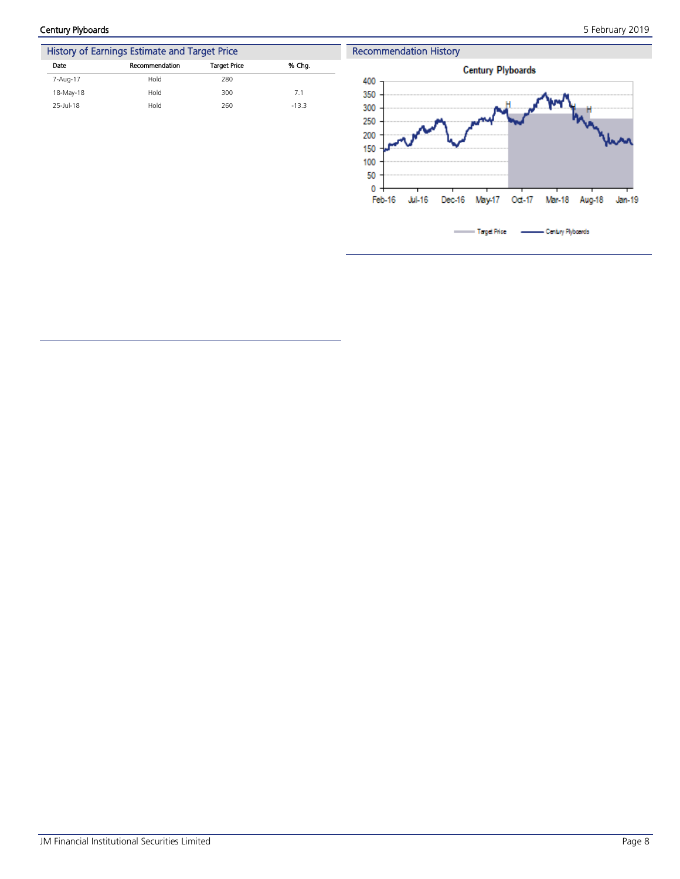## History of Earnings Estimate and Target Price

| Date | Recommendation | Target Price | % Chg. |
|---|---|---|---|
| 7-Aug-17 | Hold | 280 | |
| 18-May-18 | Hold | 300 | 7.1 |
| 25-Jul-18 | Hold | 260 | -13.3 |

## Recommendation History

Century Plyboards

Target Price    Century Plyboards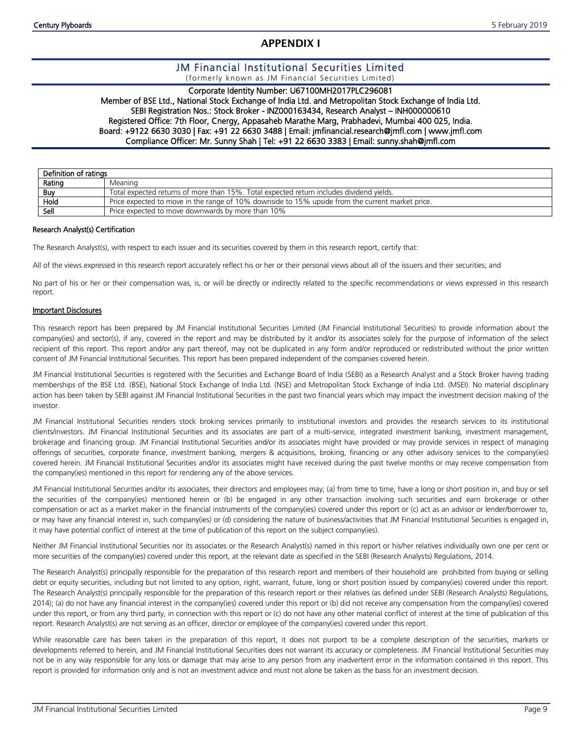# APPENDIX I

## JM Financial Institutional Securities Limited

(formerly known as JM Financial Securities Limited)

Corporate Identity Number: U67100MH2017PLC296081
Member of BSE Ltd., National Stock Exchange of India Ltd. and Metropolitan Stock Exchange of India Ltd.
SEBI Registration Nos.: Stock Broker - INZ000163434, Research Analyst – INH000000610
Registered Office: 7th Floor, Cnergy, Appasaheb Marathe Marg, Prabhadevi, Mumbai 400 025, India.
Board: +9122 6630 3030 | Fax: +91 22 6630 3488 | Email: jmfinancial.research@jmfl.com | www.jmfl.com
Compliance Officer: Mr. Sunny Shah | Tel: +91 22 6630 3383 | Email: sunny.shah@jmfl.com

| Definition of ratings | |
|---|---|
| Rating | Meaning |
| Buy | Total expected returns of more than 15%. Total expected return includes dividend yields. |
| Hold | Price expected to move in the range of 10% downside to 15% upside from the current market price. |
| Sell | Price expected to move downwards by more than 10% |

### Research Analyst(s) Certification

The Research Analyst(s), with respect to each issuer and its securities covered by them in this research report, certify that:

All of the views expressed in this research report accurately reflect his or her or their personal views about all of the issuers and their securities; and

No part of his or her or their compensation was, is, or will be directly or indirectly related to the specific recommendations or views expressed in this research report.

### Important Disclosures

This research report has been prepared by JM Financial Institutional Securities Limited (JM Financial Institutional Securities) to provide information about the company(ies) and sector(s), if any, covered in the report and may be distributed by it and/or its associates solely for the purpose of information of the select recipient of this report. This report and/or any part thereof, may not be duplicated in any form and/or reproduced or redistributed without the prior written consent of JM Financial Institutional Securities. This report has been prepared independent of the companies covered herein.

JM Financial Institutional Securities is registered with the Securities and Exchange Board of India (SEBI) as a Research Analyst and a Stock Broker having trading memberships of the BSE Ltd. (BSE), National Stock Exchange of India Ltd. (NSE) and Metropolitan Stock Exchange of India Ltd. (MSEI). No material disciplinary action has been taken by SEBI against JM Financial Institutional Securities in the past two financial years which may impact the investment decision making of the investor.

JM Financial Institutional Securities renders stock broking services primarily to institutional investors and provides the research services to its institutional clients/investors. JM Financial Institutional Securities and its associates are part of a multi-service, integrated investment banking, investment management, brokerage and financing group. JM Financial Institutional Securities and/or its associates might have provided or may provide services in respect of managing offerings of securities, corporate finance, investment banking, mergers & acquisitions, broking, financing or any other advisory services to the company(ies) covered herein. JM Financial Institutional Securities and/or its associates might have received during the past twelve months or may receive compensation from the company(ies) mentioned in this report for rendering any of the above services.

JM Financial Institutional Securities and/or its associates, their directors and employees may; (a) from time to time, have a long or short position in, and buy or sell the securities of the company(ies) mentioned herein or (b) be engaged in any other transaction involving such securities and earn brokerage or other compensation or act as a market maker in the financial instruments of the company(ies) covered under this report or (c) act as an advisor or lender/borrower to, or may have any financial interest in, such company(ies) or (d) considering the nature of business/activities that JM Financial Institutional Securities is engaged in, it may have potential conflict of interest at the time of publication of this report on the subject company(ies).

Neither JM Financial Institutional Securities nor its associates or the Research Analyst(s) named in this report or his/her relatives individually own one per cent or more securities of the company(ies) covered under this report, at the relevant date as specified in the SEBI (Research Analysts) Regulations, 2014.

The Research Analyst(s) principally responsible for the preparation of this research report and members of their household are prohibited from buying or selling debt or equity securities, including but not limited to any option, right, warrant, future, long or short position issued by company(ies) covered under this report. The Research Analyst(s) principally responsible for the preparation of this research report or their relatives (as defined under SEBI (Research Analysts) Regulations, 2014); (a) do not have any financial interest in the company(ies) covered under this report or (b) did not receive any compensation from the company(ies) covered under this report, or from any third party, in connection with this report or (c) do not have any other material conflict of interest at the time of publication of this report. Research Analyst(s) are not serving as an officer, director or employee of the company(ies) covered under this report.

While reasonable care has been taken in the preparation of this report, it does not purport to be a complete description of the securities, markets or developments referred to herein, and JM Financial Institutional Securities does not warrant its accuracy or completeness. JM Financial Institutional Securities may not be in any way responsible for any loss or damage that may arise to any person from any inadvertent error in the information contained in this report. This report is provided for information only and is not an investment advice and must not alone be taken as the basis for an investment decision.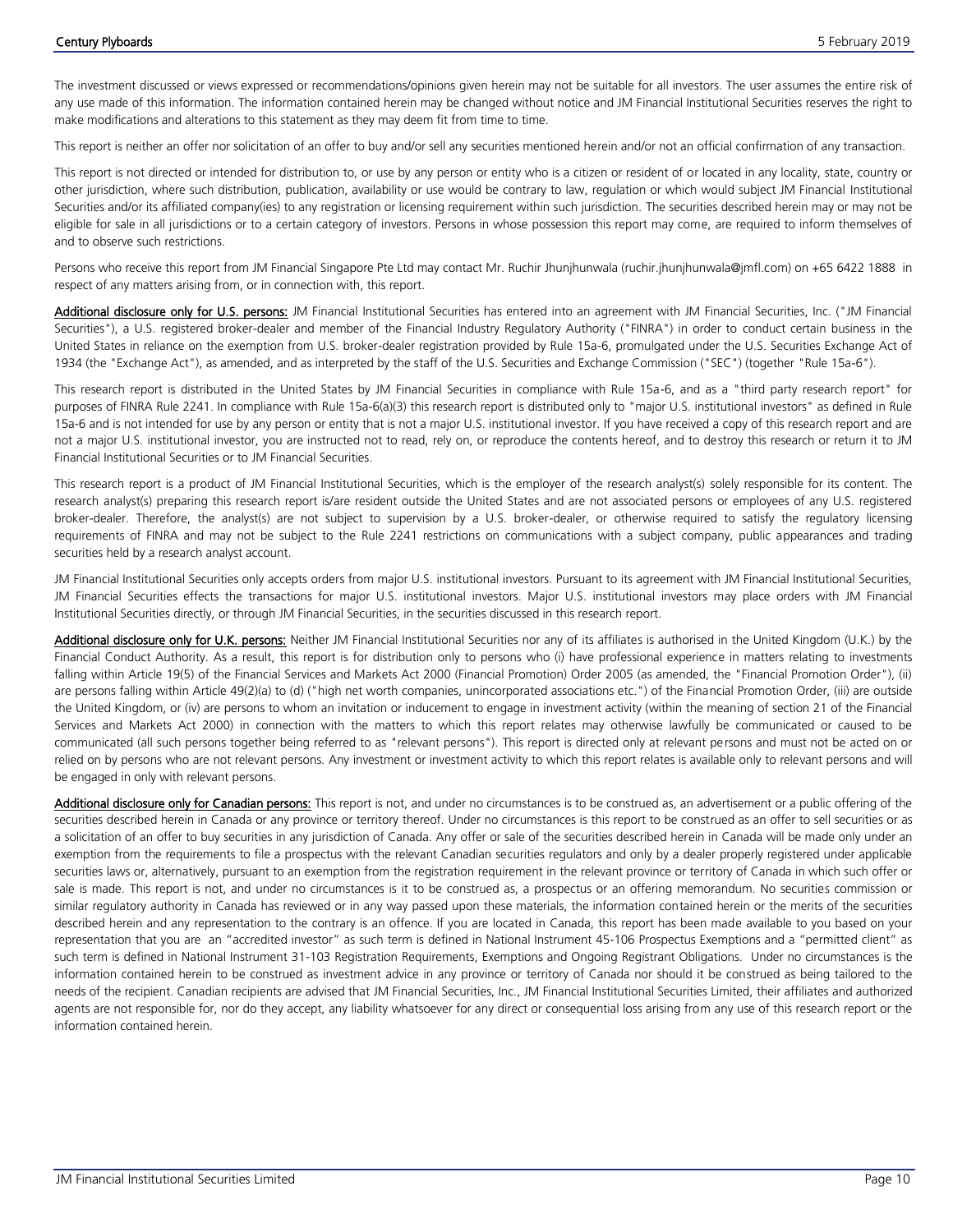The investment discussed or views expressed or recommendations/opinions given herein may not be suitable for all investors. The user assumes the entire risk of any use made of this information. The information contained herein may be changed without notice and JM Financial Institutional Securities reserves the right to make modifications and alterations to this statement as they may deem fit from time to time.

This report is neither an offer nor solicitation of an offer to buy and/or sell any securities mentioned herein and/or not an official confirmation of any transaction.

This report is not directed or intended for distribution to, or use by any person or entity who is a citizen or resident of or located in any locality, state, country or other jurisdiction, where such distribution, publication, availability or use would be contrary to law, regulation or which would subject JM Financial Institutional Securities and/or its affiliated company(ies) to any registration or licensing requirement within such jurisdiction. The securities described herein may or may not be eligible for sale in all jurisdictions or to a certain category of investors. Persons in whose possession this report may come, are required to inform themselves of and to observe such restrictions.

Persons who receive this report from JM Financial Singapore Pte Ltd may contact Mr. Ruchir Jhunjhunwala (ruchir.jhunjhunwala@jmfl.com) on +65 6422 1888 in respect of any matters arising from, or in connection with, this report.

**Additional disclosure only for U.S. persons:** JM Financial Institutional Securities has entered into an agreement with JM Financial Securities, Inc. ("JM Financial Securities"), a U.S. registered broker-dealer and member of the Financial Industry Regulatory Authority ("FINRA") in order to conduct certain business in the United States in reliance on the exemption from U.S. broker-dealer registration provided by Rule 15a-6, promulgated under the U.S. Securities Exchange Act of 1934 (the "Exchange Act"), as amended, and as interpreted by the staff of the U.S. Securities and Exchange Commission ("SEC") (together "Rule 15a-6").

This research report is distributed in the United States by JM Financial Securities in compliance with Rule 15a-6, and as a "third party research report" for purposes of FINRA Rule 2241. In compliance with Rule 15a-6(a)(3) this research report is distributed only to "major U.S. institutional investors" as defined in Rule 15a-6 and is not intended for use by any person or entity that is not a major U.S. institutional investor. If you have received a copy of this research report and are not a major U.S. institutional investor, you are instructed not to read, rely on, or reproduce the contents hereof, and to destroy this research or return it to JM Financial Institutional Securities or to JM Financial Securities.

This research report is a product of JM Financial Institutional Securities, which is the employer of the research analyst(s) solely responsible for its content. The research analyst(s) preparing this research report is/are resident outside the United States and are not associated persons or employees of any U.S. registered broker-dealer. Therefore, the analyst(s) are not subject to supervision by a U.S. broker-dealer, or otherwise required to satisfy the regulatory licensing requirements of FINRA and may not be subject to the Rule 2241 restrictions on communications with a subject company, public appearances and trading securities held by a research analyst account.

JM Financial Institutional Securities only accepts orders from major U.S. institutional investors. Pursuant to its agreement with JM Financial Institutional Securities, JM Financial Securities effects the transactions for major U.S. institutional investors. Major U.S. institutional investors may place orders with JM Financial Institutional Securities directly, or through JM Financial Securities, in the securities discussed in this research report.

**Additional disclosure only for U.K. persons:** Neither JM Financial Institutional Securities nor any of its affiliates is authorised in the United Kingdom (U.K.) by the Financial Conduct Authority. As a result, this report is for distribution only to persons who (i) have professional experience in matters relating to investments falling within Article 19(5) of the Financial Services and Markets Act 2000 (Financial Promotion) Order 2005 (as amended, the "Financial Promotion Order"), (ii) are persons falling within Article 49(2)(a) to (d) ("high net worth companies, unincorporated associations etc.") of the Financial Promotion Order, (iii) are outside the United Kingdom, or (iv) are persons to whom an invitation or inducement to engage in investment activity (within the meaning of section 21 of the Financial Services and Markets Act 2000) in connection with the matters to which this report relates may otherwise lawfully be communicated or caused to be communicated (all such persons together being referred to as "relevant persons"). This report is directed only at relevant persons and must not be acted on or relied on by persons who are not relevant persons. Any investment or investment activity to which this report relates is available only to relevant persons and will be engaged in only with relevant persons.

**Additional disclosure only for Canadian persons:** This report is not, and under no circumstances is to be construed as, an advertisement or a public offering of the securities described herein in Canada or any province or territory thereof. Under no circumstances is this report to be construed as an offer to sell securities or as a solicitation of an offer to buy securities in any jurisdiction of Canada. Any offer or sale of the securities described herein in Canada will be made only under an exemption from the requirements to file a prospectus with the relevant Canadian securities regulators and only by a dealer properly registered under applicable securities laws or, alternatively, pursuant to an exemption from the registration requirement in the relevant province or territory of Canada in which such offer or sale is made. This report is not, and under no circumstances is it to be construed as, a prospectus or an offering memorandum. No securities commission or similar regulatory authority in Canada has reviewed or in any way passed upon these materials, the information contained herein or the merits of the securities described herein and any representation to the contrary is an offence. If you are located in Canada, this report has been made available to you based on your representation that you are an "accredited investor" as such term is defined in National Instrument 45-106 Prospectus Exemptions and a "permitted client" as such term is defined in National Instrument 31-103 Registration Requirements, Exemptions and Ongoing Registrant Obligations. Under no circumstances is the information contained herein to be construed as investment advice in any province or territory of Canada nor should it be construed as being tailored to the needs of the recipient. Canadian recipients are advised that JM Financial Securities, Inc., JM Financial Institutional Securities Limited, their affiliates and authorized agents are not responsible for, nor do they accept, any liability whatsoever for any direct or consequential loss arising from any use of this research report or the information contained herein.